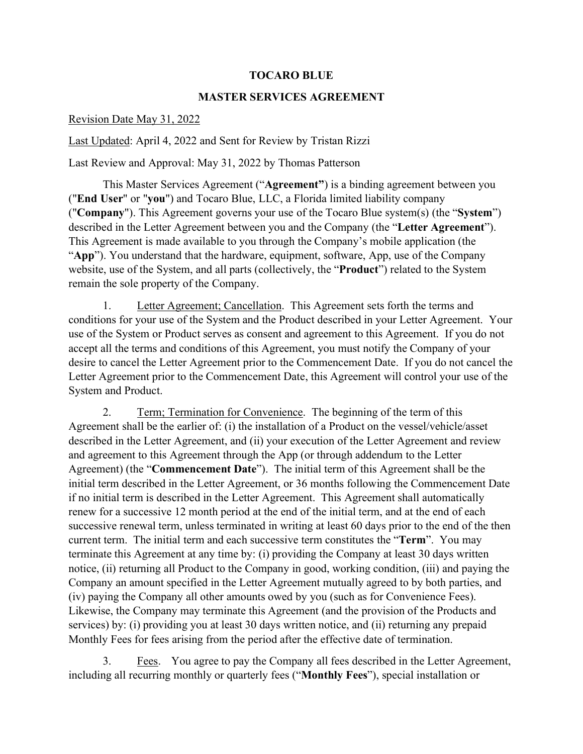# TOCARO BLUE

## MASTER SERVICES AGREEMENT

<u>Revision Date May 31, 2022</u>

<u>Last Updated</u>: April 4, 2022 and Sent for Review by Tristan Rizzi

Last Review and Approval: May 31, 2022 by Thomas Patterson

This Master Services Agreement ("**Agreement**") is a binding agreement between you ("**End User**" or "**you**") and Tocaro Blue, LLC, a Florida limited liability company ("**Company**"). This Agreement governs your use of the Tocaro Blue system(s) (the "**System**") described in the Letter Agreement between you and the Company (the "**Letter Agreement**"). This Agreement is made available to you through the Company's mobile application (the "**App**"). You understand that the hardware, equipment, software, App, use of the Company website, use of the System, and all parts (collectively, the "**Product**") related to the System remain the sole property of the Company.

1. <u>Letter Agreement; Cancellation</u>. This Agreement sets forth the terms and conditions for your use of the System and the Product described in your Letter Agreement. Your use of the System or Product serves as consent and agreement to this Agreement. If you do not accept all the terms and conditions of this Agreement, you must notify the Company of your desire to cancel the Letter Agreement prior to the Commencement Date. If you do not cancel the Letter Agreement prior to the Commencement Date, this Agreement will control your use of the System and Product.

2. <u>Term; Termination for Convenience</u>. The beginning of the term of this Agreement shall be the earlier of: (i) the installation of a Product on the vessel/vehicle/asset described in the Letter Agreement, and (ii) your execution of the Letter Agreement and review and agreement to this Agreement through the App (or through addendum to the Letter Agreement) (the "**Commencement Date**"). The initial term of this Agreement shall be the initial term described in the Letter Agreement, or 36 months following the Commencement Date if no initial term is described in the Letter Agreement. This Agreement shall automatically renew for a successive 12 month period at the end of the initial term, and at the end of each successive renewal term, unless terminated in writing at least 60 days prior to the end of the then current term. The initial term and each successive term constitutes the "**Term**". You may terminate this Agreement at any time by: (i) providing the Company at least 30 days written notice, (ii) returning all Product to the Company in good, working condition, (iii) and paying the Company an amount specified in the Letter Agreement mutually agreed to by both parties, and (iv) paying the Company all other amounts owed by you (such as for Convenience Fees). Likewise, the Company may terminate this Agreement (and the provision of the Products and services) by: (i) providing you at least 30 days written notice, and (ii) returning any prepaid Monthly Fees for fees arising from the period after the effective date of termination.

3. <u>Fees</u>. You agree to pay the Company all fees described in the Letter Agreement, including all recurring monthly or quarterly fees ("**Monthly Fees**"), special installation or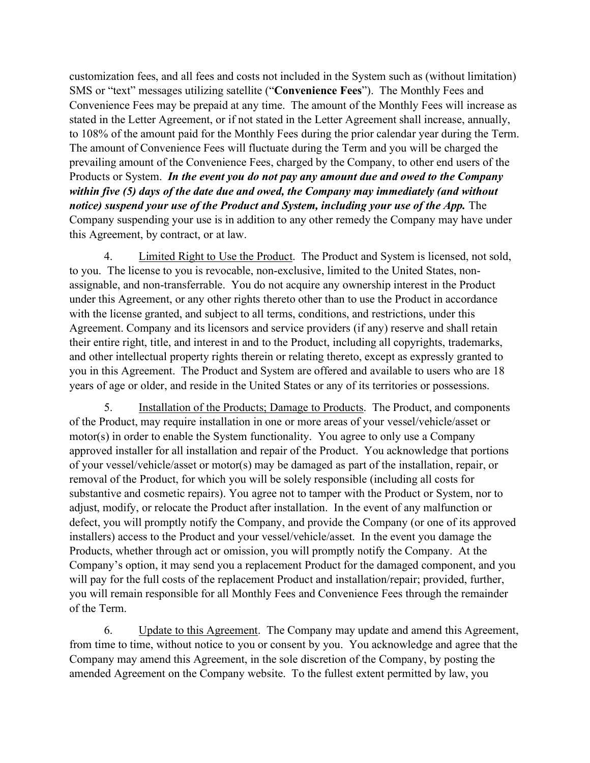customization fees, and all fees and costs not included in the System such as (without limitation) SMS or "text" messages utilizing satellite ("**Convenience Fees**"). The Monthly Fees and Convenience Fees may be prepaid at any time. The amount of the Monthly Fees will increase as stated in the Letter Agreement, or if not stated in the Letter Agreement shall increase, annually, to 108% of the amount paid for the Monthly Fees during the prior calendar year during the Term. The amount of Convenience Fees will fluctuate during the Term and you will be charged the prevailing amount of the Convenience Fees, charged by the Company, to other end users of the Products or System. ***In the event you do not pay any amount due and owed to the Company within five (5) days of the date due and owed, the Company may immediately (and without notice) suspend your use of the Product and System, including your use of the App.*** The Company suspending your use is in addition to any other remedy the Company may have under this Agreement, by contract, or at law.

4. Limited Right to Use the Product. The Product and System is licensed, not sold, to you. The license to you is revocable, non-exclusive, limited to the United States, non-assignable, and non-transferrable. You do not acquire any ownership interest in the Product under this Agreement, or any other rights thereto other than to use the Product in accordance with the license granted, and subject to all terms, conditions, and restrictions, under this Agreement. Company and its licensors and service providers (if any) reserve and shall retain their entire right, title, and interest in and to the Product, including all copyrights, trademarks, and other intellectual property rights therein or relating thereto, except as expressly granted to you in this Agreement. The Product and System are offered and available to users who are 18 years of age or older, and reside in the United States or any of its territories or possessions.

5. Installation of the Products; Damage to Products. The Product, and components of the Product, may require installation in one or more areas of your vessel/vehicle/asset or motor(s) in order to enable the System functionality. You agree to only use a Company approved installer for all installation and repair of the Product. You acknowledge that portions of your vessel/vehicle/asset or motor(s) may be damaged as part of the installation, repair, or removal of the Product, for which you will be solely responsible (including all costs for substantive and cosmetic repairs). You agree not to tamper with the Product or System, nor to adjust, modify, or relocate the Product after installation. In the event of any malfunction or defect, you will promptly notify the Company, and provide the Company (or one of its approved installers) access to the Product and your vessel/vehicle/asset. In the event you damage the Products, whether through act or omission, you will promptly notify the Company. At the Company's option, it may send you a replacement Product for the damaged component, and you will pay for the full costs of the replacement Product and installation/repair; provided, further, you will remain responsible for all Monthly Fees and Convenience Fees through the remainder of the Term.

6. Update to this Agreement. The Company may update and amend this Agreement, from time to time, without notice to you or consent by you. You acknowledge and agree that the Company may amend this Agreement, in the sole discretion of the Company, by posting the amended Agreement on the Company website. To the fullest extent permitted by law, you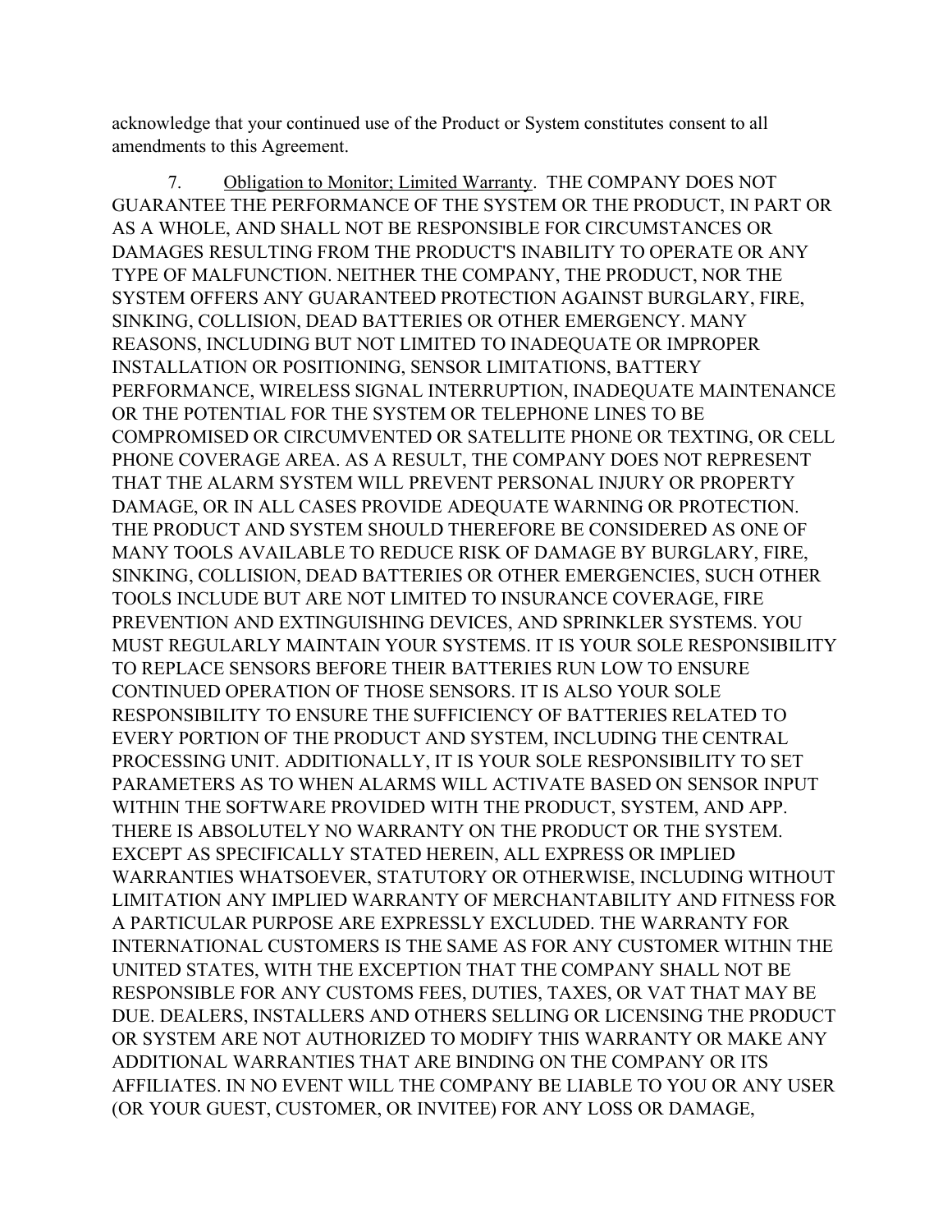acknowledge that your continued use of the Product or System constitutes consent to all amendments to this Agreement.

7. Obligation to Monitor; Limited Warranty. THE COMPANY DOES NOT GUARANTEE THE PERFORMANCE OF THE SYSTEM OR THE PRODUCT, IN PART OR AS A WHOLE, AND SHALL NOT BE RESPONSIBLE FOR CIRCUMSTANCES OR DAMAGES RESULTING FROM THE PRODUCT'S INABILITY TO OPERATE OR ANY TYPE OF MALFUNCTION. NEITHER THE COMPANY, THE PRODUCT, NOR THE SYSTEM OFFERS ANY GUARANTEED PROTECTION AGAINST BURGLARY, FIRE, SINKING, COLLISION, DEAD BATTERIES OR OTHER EMERGENCY. MANY REASONS, INCLUDING BUT NOT LIMITED TO INADEQUATE OR IMPROPER INSTALLATION OR POSITIONING, SENSOR LIMITATIONS, BATTERY PERFORMANCE, WIRELESS SIGNAL INTERRUPTION, INADEQUATE MAINTENANCE OR THE POTENTIAL FOR THE SYSTEM OR TELEPHONE LINES TO BE COMPROMISED OR CIRCUMVENTED OR SATELLITE PHONE OR TEXTING, OR CELL PHONE COVERAGE AREA. AS A RESULT, THE COMPANY DOES NOT REPRESENT THAT THE ALARM SYSTEM WILL PREVENT PERSONAL INJURY OR PROPERTY DAMAGE, OR IN ALL CASES PROVIDE ADEQUATE WARNING OR PROTECTION. THE PRODUCT AND SYSTEM SHOULD THEREFORE BE CONSIDERED AS ONE OF MANY TOOLS AVAILABLE TO REDUCE RISK OF DAMAGE BY BURGLARY, FIRE, SINKING, COLLISION, DEAD BATTERIES OR OTHER EMERGENCIES, SUCH OTHER TOOLS INCLUDE BUT ARE NOT LIMITED TO INSURANCE COVERAGE, FIRE PREVENTION AND EXTINGUISHING DEVICES, AND SPRINKLER SYSTEMS. YOU MUST REGULARLY MAINTAIN YOUR SYSTEMS. IT IS YOUR SOLE RESPONSIBILITY TO REPLACE SENSORS BEFORE THEIR BATTERIES RUN LOW TO ENSURE CONTINUED OPERATION OF THOSE SENSORS. IT IS ALSO YOUR SOLE RESPONSIBILITY TO ENSURE THE SUFFICIENCY OF BATTERIES RELATED TO EVERY PORTION OF THE PRODUCT AND SYSTEM, INCLUDING THE CENTRAL PROCESSING UNIT. ADDITIONALLY, IT IS YOUR SOLE RESPONSIBILITY TO SET PARAMETERS AS TO WHEN ALARMS WILL ACTIVATE BASED ON SENSOR INPUT WITHIN THE SOFTWARE PROVIDED WITH THE PRODUCT, SYSTEM, AND APP. THERE IS ABSOLUTELY NO WARRANTY ON THE PRODUCT OR THE SYSTEM. EXCEPT AS SPECIFICALLY STATED HEREIN, ALL EXPRESS OR IMPLIED WARRANTIES WHATSOEVER, STATUTORY OR OTHERWISE, INCLUDING WITHOUT LIMITATION ANY IMPLIED WARRANTY OF MERCHANTABILITY AND FITNESS FOR A PARTICULAR PURPOSE ARE EXPRESSLY EXCLUDED. THE WARRANTY FOR INTERNATIONAL CUSTOMERS IS THE SAME AS FOR ANY CUSTOMER WITHIN THE UNITED STATES, WITH THE EXCEPTION THAT THE COMPANY SHALL NOT BE RESPONSIBLE FOR ANY CUSTOMS FEES, DUTIES, TAXES, OR VAT THAT MAY BE DUE. DEALERS, INSTALLERS AND OTHERS SELLING OR LICENSING THE PRODUCT OR SYSTEM ARE NOT AUTHORIZED TO MODIFY THIS WARRANTY OR MAKE ANY ADDITIONAL WARRANTIES THAT ARE BINDING ON THE COMPANY OR ITS AFFILIATES. IN NO EVENT WILL THE COMPANY BE LIABLE TO YOU OR ANY USER (OR YOUR GUEST, CUSTOMER, OR INVITEE) FOR ANY LOSS OR DAMAGE,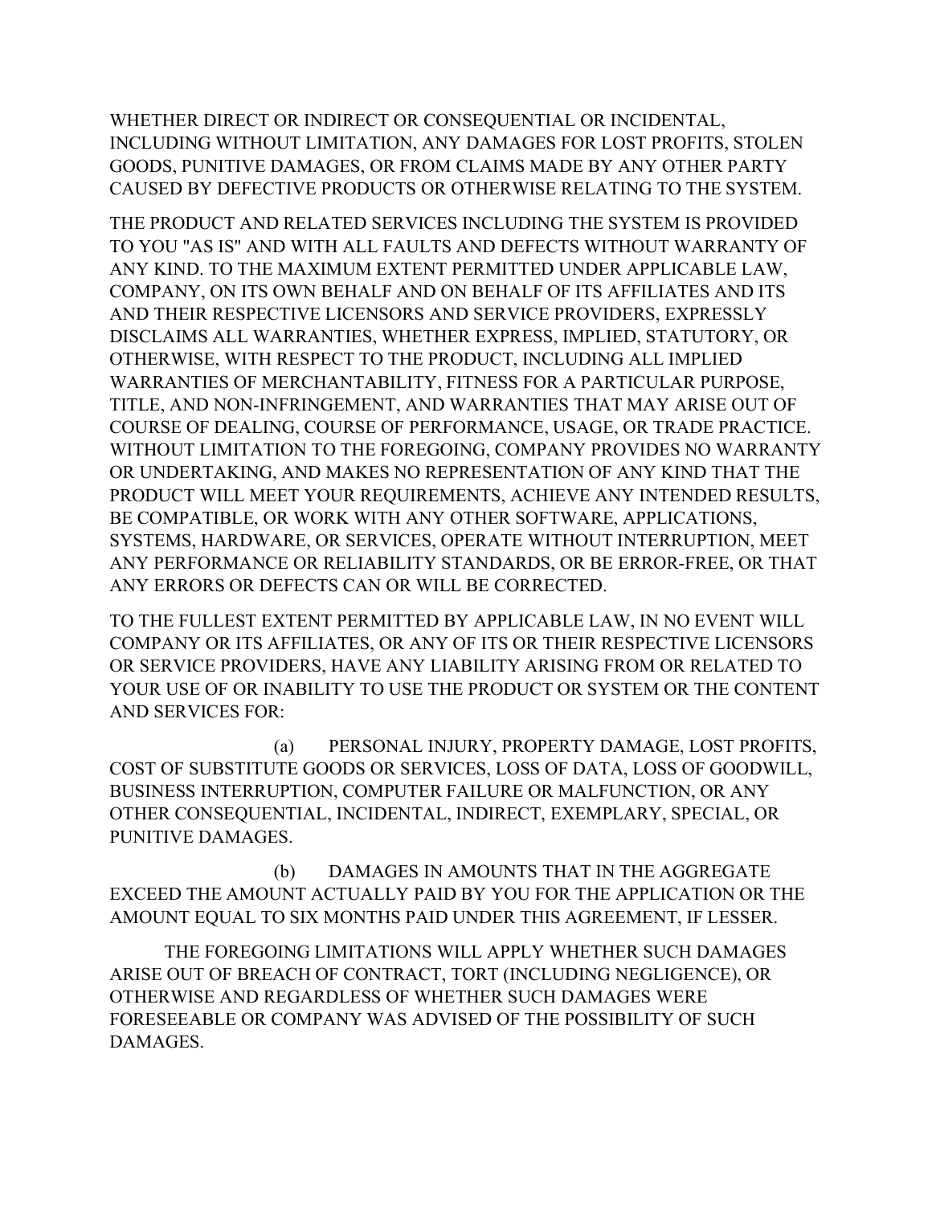WHETHER DIRECT OR INDIRECT OR CONSEQUENTIAL OR INCIDENTAL, INCLUDING WITHOUT LIMITATION, ANY DAMAGES FOR LOST PROFITS, STOLEN GOODS, PUNITIVE DAMAGES, OR FROM CLAIMS MADE BY ANY OTHER PARTY CAUSED BY DEFECTIVE PRODUCTS OR OTHERWISE RELATING TO THE SYSTEM.

THE PRODUCT AND RELATED SERVICES INCLUDING THE SYSTEM IS PROVIDED TO YOU "AS IS" AND WITH ALL FAULTS AND DEFECTS WITHOUT WARRANTY OF ANY KIND. TO THE MAXIMUM EXTENT PERMITTED UNDER APPLICABLE LAW, COMPANY, ON ITS OWN BEHALF AND ON BEHALF OF ITS AFFILIATES AND ITS AND THEIR RESPECTIVE LICENSORS AND SERVICE PROVIDERS, EXPRESSLY DISCLAIMS ALL WARRANTIES, WHETHER EXPRESS, IMPLIED, STATUTORY, OR OTHERWISE, WITH RESPECT TO THE PRODUCT, INCLUDING ALL IMPLIED WARRANTIES OF MERCHANTABILITY, FITNESS FOR A PARTICULAR PURPOSE, TITLE, AND NON-INFRINGEMENT, AND WARRANTIES THAT MAY ARISE OUT OF COURSE OF DEALING, COURSE OF PERFORMANCE, USAGE, OR TRADE PRACTICE. WITHOUT LIMITATION TO THE FOREGOING, COMPANY PROVIDES NO WARRANTY OR UNDERTAKING, AND MAKES NO REPRESENTATION OF ANY KIND THAT THE PRODUCT WILL MEET YOUR REQUIREMENTS, ACHIEVE ANY INTENDED RESULTS, BE COMPATIBLE, OR WORK WITH ANY OTHER SOFTWARE, APPLICATIONS, SYSTEMS, HARDWARE, OR SERVICES, OPERATE WITHOUT INTERRUPTION, MEET ANY PERFORMANCE OR RELIABILITY STANDARDS, OR BE ERROR-FREE, OR THAT ANY ERRORS OR DEFECTS CAN OR WILL BE CORRECTED.

TO THE FULLEST EXTENT PERMITTED BY APPLICABLE LAW, IN NO EVENT WILL COMPANY OR ITS AFFILIATES, OR ANY OF ITS OR THEIR RESPECTIVE LICENSORS OR SERVICE PROVIDERS, HAVE ANY LIABILITY ARISING FROM OR RELATED TO YOUR USE OF OR INABILITY TO USE THE PRODUCT OR SYSTEM OR THE CONTENT AND SERVICES FOR:

(a) PERSONAL INJURY, PROPERTY DAMAGE, LOST PROFITS, COST OF SUBSTITUTE GOODS OR SERVICES, LOSS OF DATA, LOSS OF GOODWILL, BUSINESS INTERRUPTION, COMPUTER FAILURE OR MALFUNCTION, OR ANY OTHER CONSEQUENTIAL, INCIDENTAL, INDIRECT, EXEMPLARY, SPECIAL, OR PUNITIVE DAMAGES.

(b) DAMAGES IN AMOUNTS THAT IN THE AGGREGATE EXCEED THE AMOUNT ACTUALLY PAID BY YOU FOR THE APPLICATION OR THE AMOUNT EQUAL TO SIX MONTHS PAID UNDER THIS AGREEMENT, IF LESSER.

THE FOREGOING LIMITATIONS WILL APPLY WHETHER SUCH DAMAGES ARISE OUT OF BREACH OF CONTRACT, TORT (INCLUDING NEGLIGENCE), OR OTHERWISE AND REGARDLESS OF WHETHER SUCH DAMAGES WERE FORESEEABLE OR COMPANY WAS ADVISED OF THE POSSIBILITY OF SUCH DAMAGES.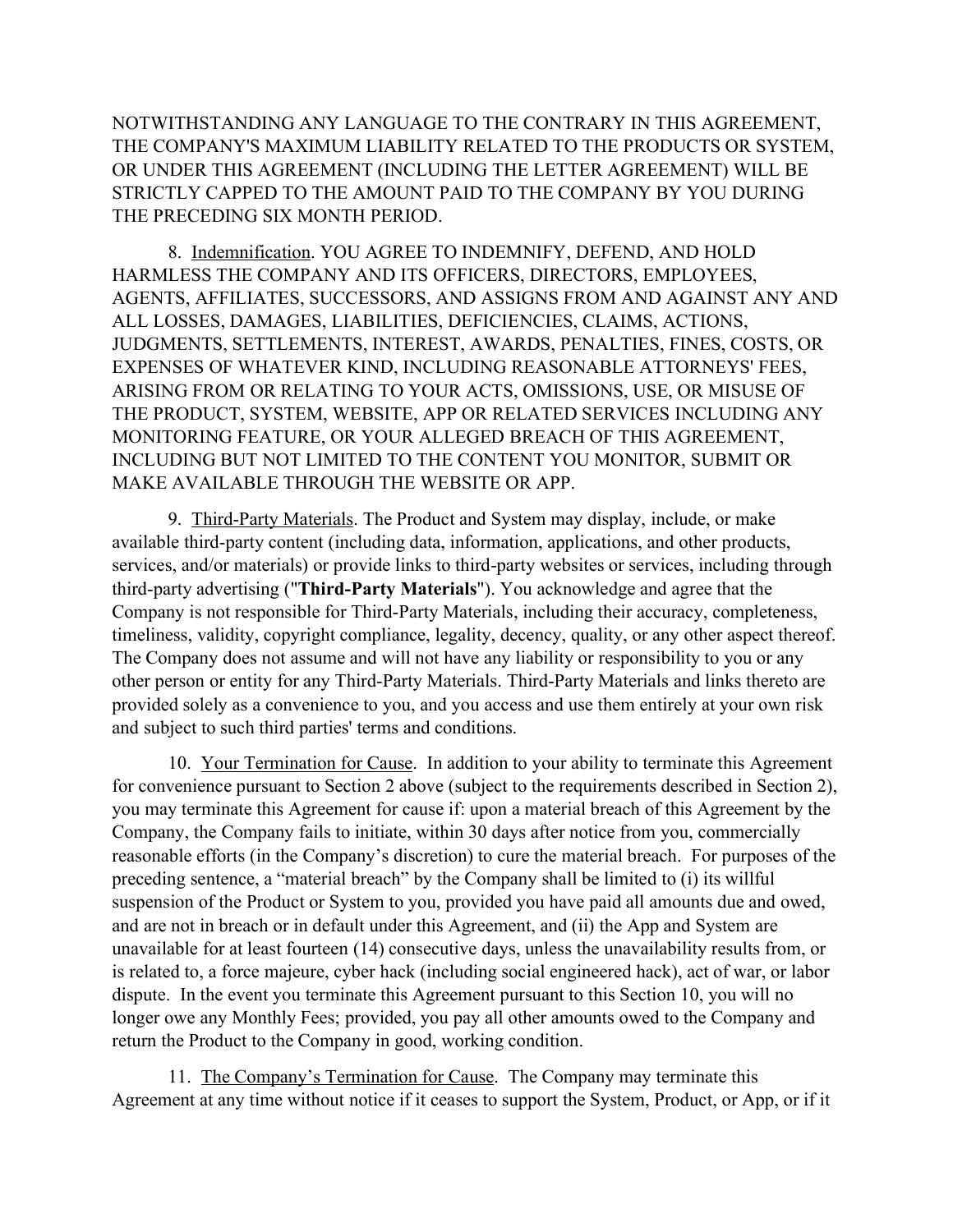NOTWITHSTANDING ANY LANGUAGE TO THE CONTRARY IN THIS AGREEMENT, THE COMPANY'S MAXIMUM LIABILITY RELATED TO THE PRODUCTS OR SYSTEM, OR UNDER THIS AGREEMENT (INCLUDING THE LETTER AGREEMENT) WILL BE STRICTLY CAPPED TO THE AMOUNT PAID TO THE COMPANY BY YOU DURING THE PRECEDING SIX MONTH PERIOD.

8. Indemnification. YOU AGREE TO INDEMNIFY, DEFEND, AND HOLD HARMLESS THE COMPANY AND ITS OFFICERS, DIRECTORS, EMPLOYEES, AGENTS, AFFILIATES, SUCCESSORS, AND ASSIGNS FROM AND AGAINST ANY AND ALL LOSSES, DAMAGES, LIABILITIES, DEFICIENCIES, CLAIMS, ACTIONS, JUDGMENTS, SETTLEMENTS, INTEREST, AWARDS, PENALTIES, FINES, COSTS, OR EXPENSES OF WHATEVER KIND, INCLUDING REASONABLE ATTORNEYS' FEES, ARISING FROM OR RELATING TO YOUR ACTS, OMISSIONS, USE, OR MISUSE OF THE PRODUCT, SYSTEM, WEBSITE, APP OR RELATED SERVICES INCLUDING ANY MONITORING FEATURE, OR YOUR ALLEGED BREACH OF THIS AGREEMENT, INCLUDING BUT NOT LIMITED TO THE CONTENT YOU MONITOR, SUBMIT OR MAKE AVAILABLE THROUGH THE WEBSITE OR APP.

9. Third-Party Materials. The Product and System may display, include, or make available third-party content (including data, information, applications, and other products, services, and/or materials) or provide links to third-party websites or services, including through third-party advertising ("**Third-Party Materials**"). You acknowledge and agree that the Company is not responsible for Third-Party Materials, including their accuracy, completeness, timeliness, validity, copyright compliance, legality, decency, quality, or any other aspect thereof. The Company does not assume and will not have any liability or responsibility to you or any other person or entity for any Third-Party Materials. Third-Party Materials and links thereto are provided solely as a convenience to you, and you access and use them entirely at your own risk and subject to such third parties' terms and conditions.

10. Your Termination for Cause. In addition to your ability to terminate this Agreement for convenience pursuant to Section 2 above (subject to the requirements described in Section 2), you may terminate this Agreement for cause if: upon a material breach of this Agreement by the Company, the Company fails to initiate, within 30 days after notice from you, commercially reasonable efforts (in the Company's discretion) to cure the material breach. For purposes of the preceding sentence, a "material breach" by the Company shall be limited to (i) its willful suspension of the Product or System to you, provided you have paid all amounts due and owed, and are not in breach or in default under this Agreement, and (ii) the App and System are unavailable for at least fourteen (14) consecutive days, unless the unavailability results from, or is related to, a force majeure, cyber hack (including social engineered hack), act of war, or labor dispute. In the event you terminate this Agreement pursuant to this Section 10, you will no longer owe any Monthly Fees; provided, you pay all other amounts owed to the Company and return the Product to the Company in good, working condition.

11. The Company's Termination for Cause. The Company may terminate this Agreement at any time without notice if it ceases to support the System, Product, or App, or if it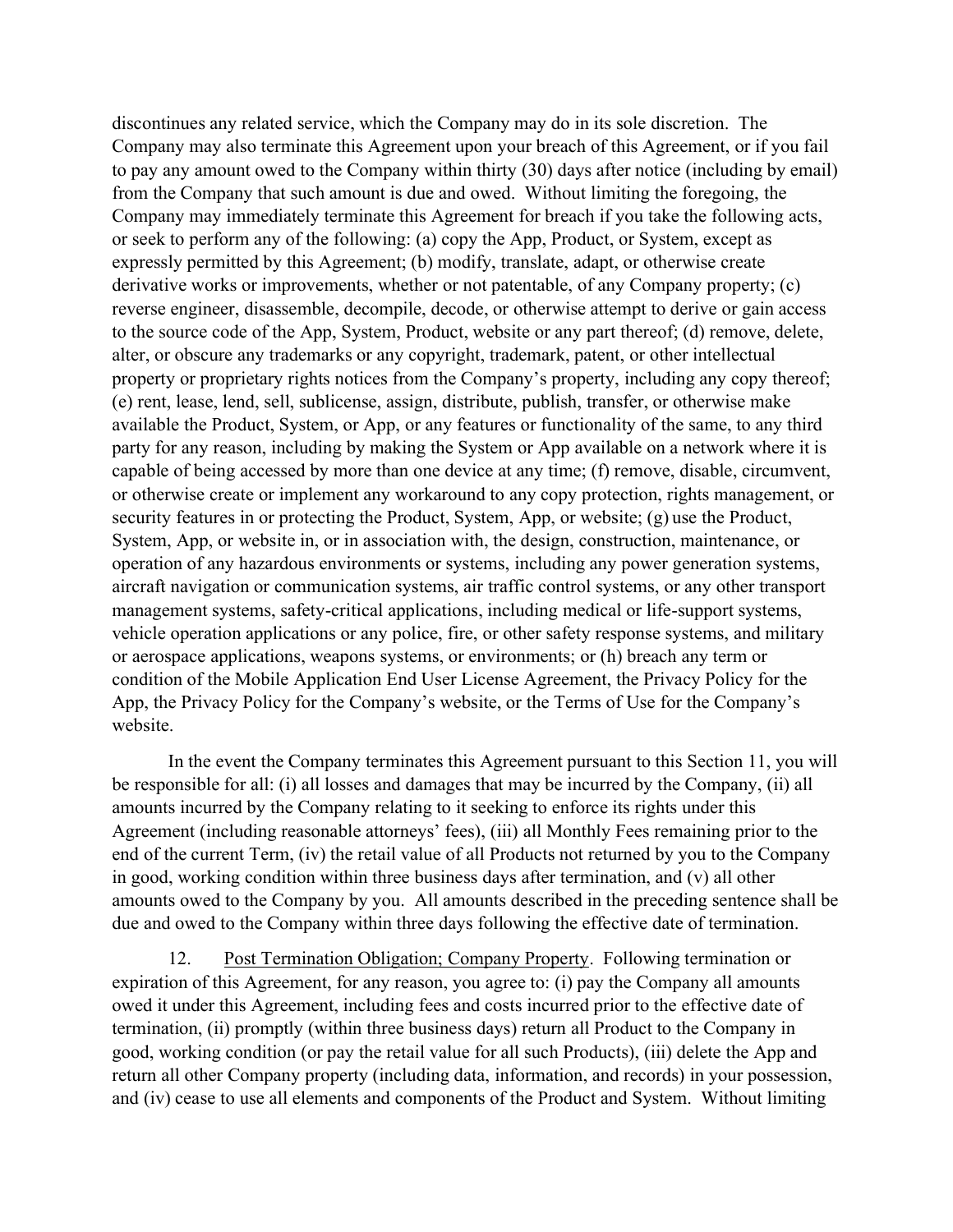discontinues any related service, which the Company may do in its sole discretion. The Company may also terminate this Agreement upon your breach of this Agreement, or if you fail to pay any amount owed to the Company within thirty (30) days after notice (including by email) from the Company that such amount is due and owed. Without limiting the foregoing, the Company may immediately terminate this Agreement for breach if you take the following acts, or seek to perform any of the following: (a) copy the App, Product, or System, except as expressly permitted by this Agreement; (b) modify, translate, adapt, or otherwise create derivative works or improvements, whether or not patentable, of any Company property; (c) reverse engineer, disassemble, decompile, decode, or otherwise attempt to derive or gain access to the source code of the App, System, Product, website or any part thereof; (d) remove, delete, alter, or obscure any trademarks or any copyright, trademark, patent, or other intellectual property or proprietary rights notices from the Company's property, including any copy thereof; (e) rent, lease, lend, sell, sublicense, assign, distribute, publish, transfer, or otherwise make available the Product, System, or App, or any features or functionality of the same, to any third party for any reason, including by making the System or App available on a network where it is capable of being accessed by more than one device at any time; (f) remove, disable, circumvent, or otherwise create or implement any workaround to any copy protection, rights management, or security features in or protecting the Product, System, App, or website; (g) use the Product, System, App, or website in, or in association with, the design, construction, maintenance, or operation of any hazardous environments or systems, including any power generation systems, aircraft navigation or communication systems, air traffic control systems, or any other transport management systems, safety-critical applications, including medical or life-support systems, vehicle operation applications or any police, fire, or other safety response systems, and military or aerospace applications, weapons systems, or environments; or (h) breach any term or condition of the Mobile Application End User License Agreement, the Privacy Policy for the App, the Privacy Policy for the Company's website, or the Terms of Use for the Company's website.

In the event the Company terminates this Agreement pursuant to this Section 11, you will be responsible for all: (i) all losses and damages that may be incurred by the Company, (ii) all amounts incurred by the Company relating to it seeking to enforce its rights under this Agreement (including reasonable attorneys' fees), (iii) all Monthly Fees remaining prior to the end of the current Term, (iv) the retail value of all Products not returned by you to the Company in good, working condition within three business days after termination, and (v) all other amounts owed to the Company by you. All amounts described in the preceding sentence shall be due and owed to the Company within three days following the effective date of termination.

12. Post Termination Obligation; Company Property. Following termination or expiration of this Agreement, for any reason, you agree to: (i) pay the Company all amounts owed it under this Agreement, including fees and costs incurred prior to the effective date of termination, (ii) promptly (within three business days) return all Product to the Company in good, working condition (or pay the retail value for all such Products), (iii) delete the App and return all other Company property (including data, information, and records) in your possession, and (iv) cease to use all elements and components of the Product and System. Without limiting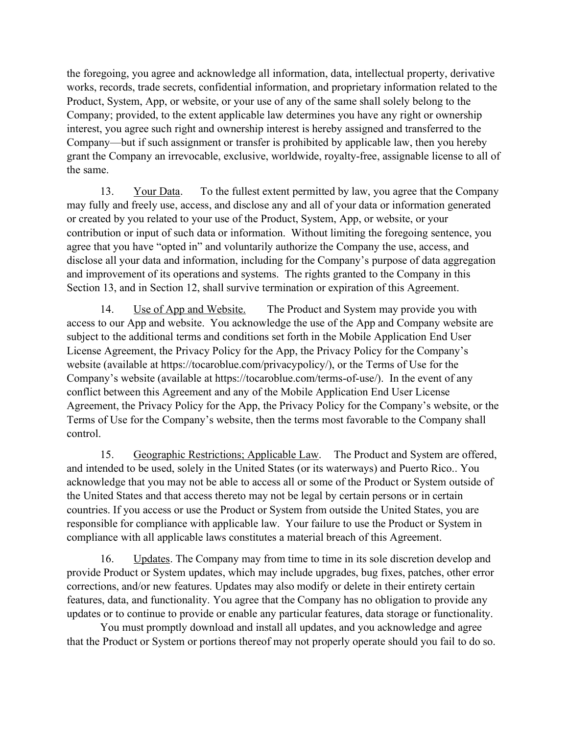the foregoing, you agree and acknowledge all information, data, intellectual property, derivative works, records, trade secrets, confidential information, and proprietary information related to the Product, System, App, or website, or your use of any of the same shall solely belong to the Company; provided, to the extent applicable law determines you have any right or ownership interest, you agree such right and ownership interest is hereby assigned and transferred to the Company—but if such assignment or transfer is prohibited by applicable law, then you hereby grant the Company an irrevocable, exclusive, worldwide, royalty-free, assignable license to all of the same.

13. Your Data. To the fullest extent permitted by law, you agree that the Company may fully and freely use, access, and disclose any and all of your data or information generated or created by you related to your use of the Product, System, App, or website, or your contribution or input of such data or information. Without limiting the foregoing sentence, you agree that you have "opted in" and voluntarily authorize the Company the use, access, and disclose all your data and information, including for the Company's purpose of data aggregation and improvement of its operations and systems. The rights granted to the Company in this Section 13, and in Section 12, shall survive termination or expiration of this Agreement.

14. Use of App and Website. The Product and System may provide you with access to our App and website. You acknowledge the use of the App and Company website are subject to the additional terms and conditions set forth in the Mobile Application End User License Agreement, the Privacy Policy for the App, the Privacy Policy for the Company's website (available at https://tocaroblue.com/privacypolicy/), or the Terms of Use for the Company's website (available at https://tocaroblue.com/terms-of-use/). In the event of any conflict between this Agreement and any of the Mobile Application End User License Agreement, the Privacy Policy for the App, the Privacy Policy for the Company's website, or the Terms of Use for the Company's website, then the terms most favorable to the Company shall control.

15. Geographic Restrictions; Applicable Law. The Product and System are offered, and intended to be used, solely in the United States (or its waterways) and Puerto Rico.. You acknowledge that you may not be able to access all or some of the Product or System outside of the United States and that access thereto may not be legal by certain persons or in certain countries. If you access or use the Product or System from outside the United States, you are responsible for compliance with applicable law. Your failure to use the Product or System in compliance with all applicable laws constitutes a material breach of this Agreement.

16. Updates. The Company may from time to time in its sole discretion develop and provide Product or System updates, which may include upgrades, bug fixes, patches, other error corrections, and/or new features. Updates may also modify or delete in their entirety certain features, data, and functionality. You agree that the Company has no obligation to provide any updates or to continue to provide or enable any particular features, data storage or functionality.

You must promptly download and install all updates, and you acknowledge and agree that the Product or System or portions thereof may not properly operate should you fail to do so.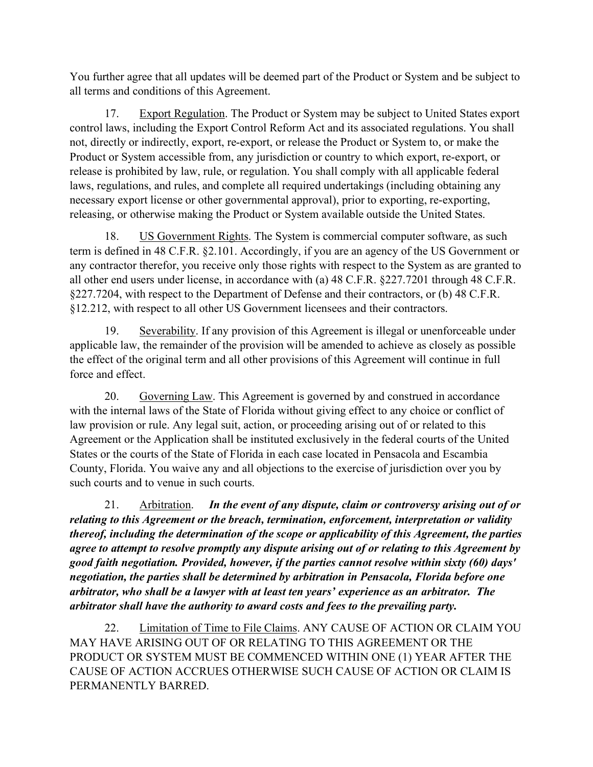You further agree that all updates will be deemed part of the Product or System and be subject to all terms and conditions of this Agreement.

17. Export Regulation. The Product or System may be subject to United States export control laws, including the Export Control Reform Act and its associated regulations. You shall not, directly or indirectly, export, re-export, or release the Product or System to, or make the Product or System accessible from, any jurisdiction or country to which export, re-export, or release is prohibited by law, rule, or regulation. You shall comply with all applicable federal laws, regulations, and rules, and complete all required undertakings (including obtaining any necessary export license or other governmental approval), prior to exporting, re-exporting, releasing, or otherwise making the Product or System available outside the United States.

18. US Government Rights. The System is commercial computer software, as such term is defined in 48 C.F.R. §2.101. Accordingly, if you are an agency of the US Government or any contractor therefor, you receive only those rights with respect to the System as are granted to all other end users under license, in accordance with (a) 48 C.F.R. §227.7201 through 48 C.F.R. §227.7204, with respect to the Department of Defense and their contractors, or (b) 48 C.F.R. §12.212, with respect to all other US Government licensees and their contractors.

19. Severability. If any provision of this Agreement is illegal or unenforceable under applicable law, the remainder of the provision will be amended to achieve as closely as possible the effect of the original term and all other provisions of this Agreement will continue in full force and effect.

20. Governing Law. This Agreement is governed by and construed in accordance with the internal laws of the State of Florida without giving effect to any choice or conflict of law provision or rule. Any legal suit, action, or proceeding arising out of or related to this Agreement or the Application shall be instituted exclusively in the federal courts of the United States or the courts of the State of Florida in each case located in Pensacola and Escambia County, Florida. You waive any and all objections to the exercise of jurisdiction over you by such courts and to venue in such courts.

21. Arbitration. ***In the event of any dispute, claim or controversy arising out of or relating to this Agreement or the breach, termination, enforcement, interpretation or validity thereof, including the determination of the scope or applicability of this Agreement, the parties agree to attempt to resolve promptly any dispute arising out of or relating to this Agreement by good faith negotiation. Provided, however, if the parties cannot resolve within sixty (60) days' negotiation, the parties shall be determined by arbitration in Pensacola, Florida before one arbitrator, who shall be a lawyer with at least ten years' experience as an arbitrator. The arbitrator shall have the authority to award costs and fees to the prevailing party.***

22. Limitation of Time to File Claims. ANY CAUSE OF ACTION OR CLAIM YOU MAY HAVE ARISING OUT OF OR RELATING TO THIS AGREEMENT OR THE PRODUCT OR SYSTEM MUST BE COMMENCED WITHIN ONE (1) YEAR AFTER THE CAUSE OF ACTION ACCRUES OTHERWISE SUCH CAUSE OF ACTION OR CLAIM IS PERMANENTLY BARRED.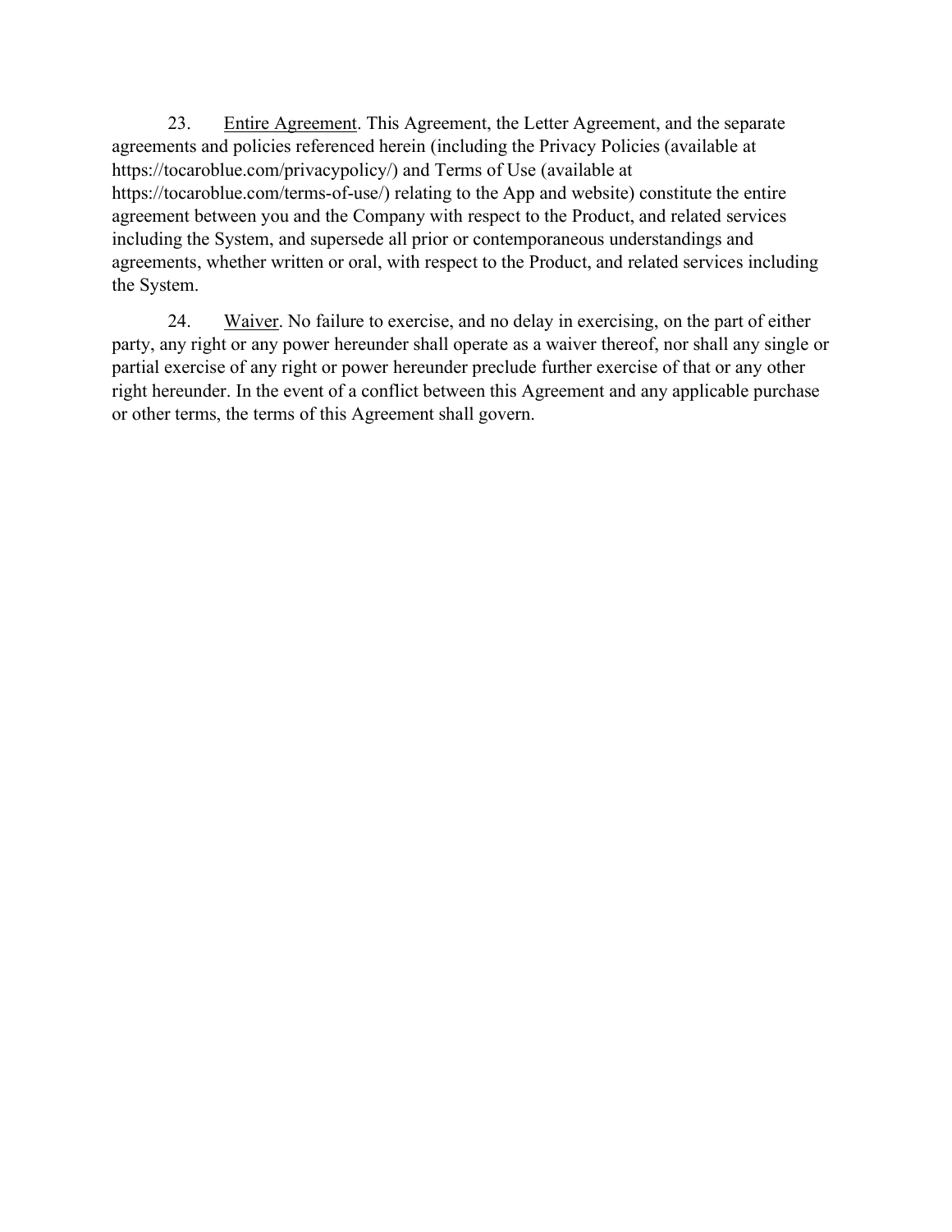23. Entire Agreement. This Agreement, the Letter Agreement, and the separate agreements and policies referenced herein (including the Privacy Policies (available at https://tocaroblue.com/privacypolicy/) and Terms of Use (available at https://tocaroblue.com/terms-of-use/) relating to the App and website) constitute the entire agreement between you and the Company with respect to the Product, and related services including the System, and supersede all prior or contemporaneous understandings and agreements, whether written or oral, with respect to the Product, and related services including the System.

24. Waiver. No failure to exercise, and no delay in exercising, on the part of either party, any right or any power hereunder shall operate as a waiver thereof, nor shall any single or partial exercise of any right or power hereunder preclude further exercise of that or any other right hereunder. In the event of a conflict between this Agreement and any applicable purchase or other terms, the terms of this Agreement shall govern.